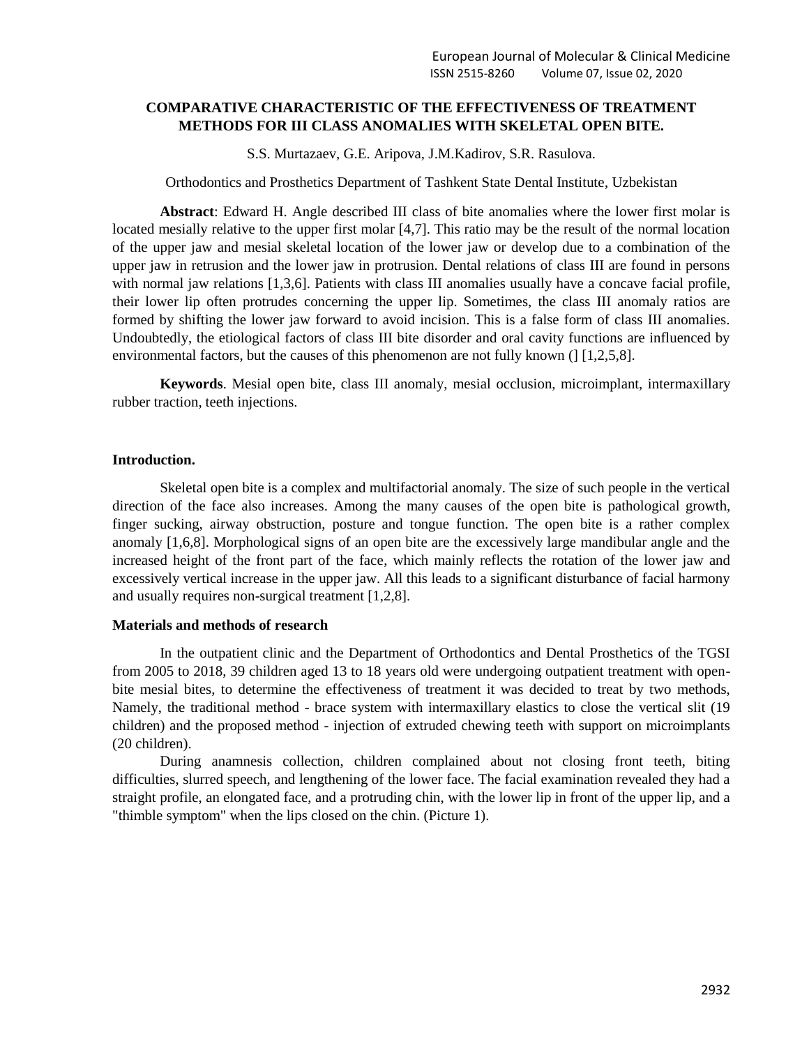# COMPARATIVE CHARACTERISTIC OF THE EFFECTIVENESS OF TREATMENT METHODS FOR III CLASS ANOMALIES WITH SKELETAL OPEN BITE.

S.S. Murtazaev, G.E. Aripova, J.M.Kadirov, S.R. Rasulova.

Orthodontics and Prosthetics Department of Tashkent State Dental Institute, Uzbekistan

**Abstract**: Edward H. Angle described III class of bite anomalies where the lower first molar is located mesially relative to the upper first molar [4,7]. This ratio may be the result of the normal location of the upper jaw and mesial skeletal location of the lower jaw or develop due to a combination of the upper jaw in retrusion and the lower jaw in protrusion. Dental relations of class III are found in persons with normal jaw relations [1,3,6]. Patients with class III anomalies usually have a concave facial profile, their lower lip often protrudes concerning the upper lip. Sometimes, the class III anomaly ratios are formed by shifting the lower jaw forward to avoid incision. This is a false form of class III anomalies. Undoubtedly, the etiological factors of class III bite disorder and oral cavity functions are influenced by environmental factors, but the causes of this phenomenon are not fully known (] [1,2,5,8].

**Keywords**. Mesial open bite, class III anomaly, mesial occlusion, microimplant, intermaxillary rubber traction, teeth injections.

## Introduction.

Skeletal open bite is a complex and multifactorial anomaly. The size of such people in the vertical direction of the face also increases. Among the many causes of the open bite is pathological growth, finger sucking, airway obstruction, posture and tongue function. The open bite is a rather complex anomaly [1,6,8]. Morphological signs of an open bite are the excessively large mandibular angle and the increased height of the front part of the face, which mainly reflects the rotation of the lower jaw and excessively vertical increase in the upper jaw. All this leads to a significant disturbance of facial harmony and usually requires non-surgical treatment [1,2,8].

## Materials and methods of research

In the outpatient clinic and the Department of Orthodontics and Dental Prosthetics of the TGSI from 2005 to 2018, 39 children aged 13 to 18 years old were undergoing outpatient treatment with open-bite mesial bites, to determine the effectiveness of treatment it was decided to treat by two methods, Namely, the traditional method - brace system with intermaxillary elastics to close the vertical slit (19 children) and the proposed method - injection of extruded chewing teeth with support on microimplants (20 children).

During anamnesis collection, children complained about not closing front teeth, biting difficulties, slurred speech, and lengthening of the lower face. The facial examination revealed they had a straight profile, an elongated face, and a protruding chin, with the lower lip in front of the upper lip, and a "thimble symptom" when the lips closed on the chin. (Picture 1).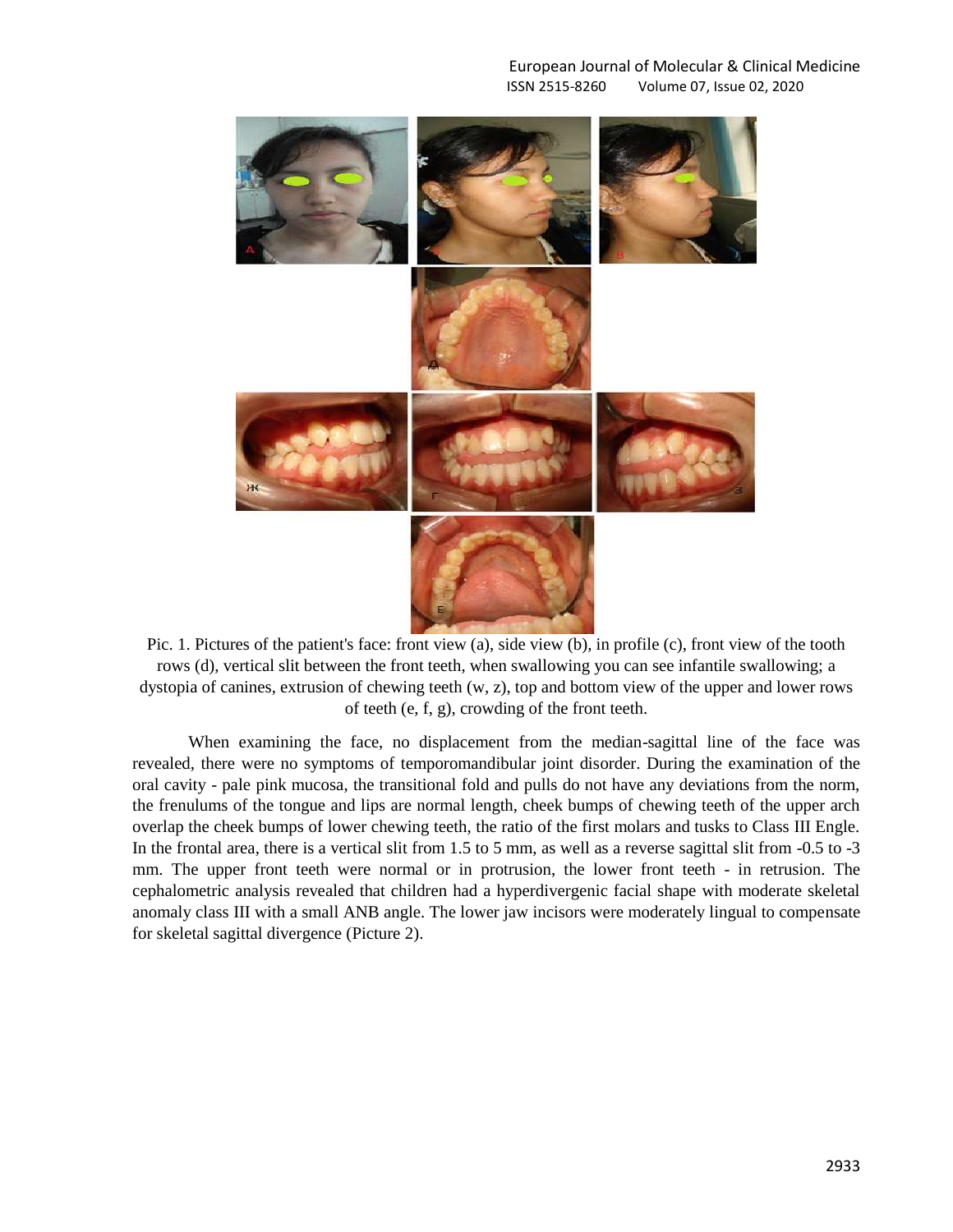Pic. 1. Pictures of the patient's face: front view (a), side view (b), in profile (c), front view of the tooth rows (d), vertical slit between the front teeth, when swallowing you can see infantile swallowing; a dystopia of canines, extrusion of chewing teeth (w, z), top and bottom view of the upper and lower rows of teeth (e, f, g), crowding of the front teeth.

When examining the face, no displacement from the median-sagittal line of the face was revealed, there were no symptoms of temporomandibular joint disorder. During the examination of the oral cavity - pale pink mucosa, the transitional fold and pulls do not have any deviations from the norm, the frenulums of the tongue and lips are normal length, cheek bumps of chewing teeth of the upper arch overlap the cheek bumps of lower chewing teeth, the ratio of the first molars and tusks to Class III Engle. In the frontal area, there is a vertical slit from 1.5 to 5 mm, as well as a reverse sagittal slit from -0.5 to -3 mm. The upper front teeth were normal or in protrusion, the lower front teeth - in retrusion. The cephalometric analysis revealed that children had a hyperdivergenic facial shape with moderate skeletal anomaly class III with a small ANB angle. The lower jaw incisors were moderately lingual to compensate for skeletal sagittal divergence (Picture 2).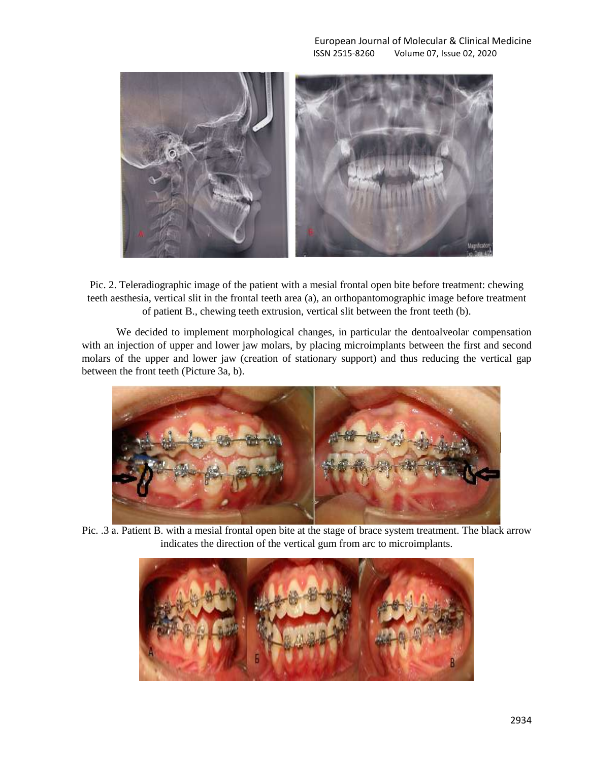Pic. 2. Teleradiographic image of the patient with a mesial frontal open bite before treatment: chewing teeth aesthesia, vertical slit in the frontal teeth area (a), an orthopantomographic image before treatment of patient B., chewing teeth extrusion, vertical slit between the front teeth (b).

We decided to implement morphological changes, in particular the dentoalveolar compensation with an injection of upper and lower jaw molars, by placing microimplants between the first and second molars of the upper and lower jaw (creation of stationary support) and thus reducing the vertical gap between the front teeth (Picture 3a, b).

Pic. .3 a. Patient B. with a mesial frontal open bite at the stage of brace system treatment. The black arrow indicates the direction of the vertical gum from arc to microimplants.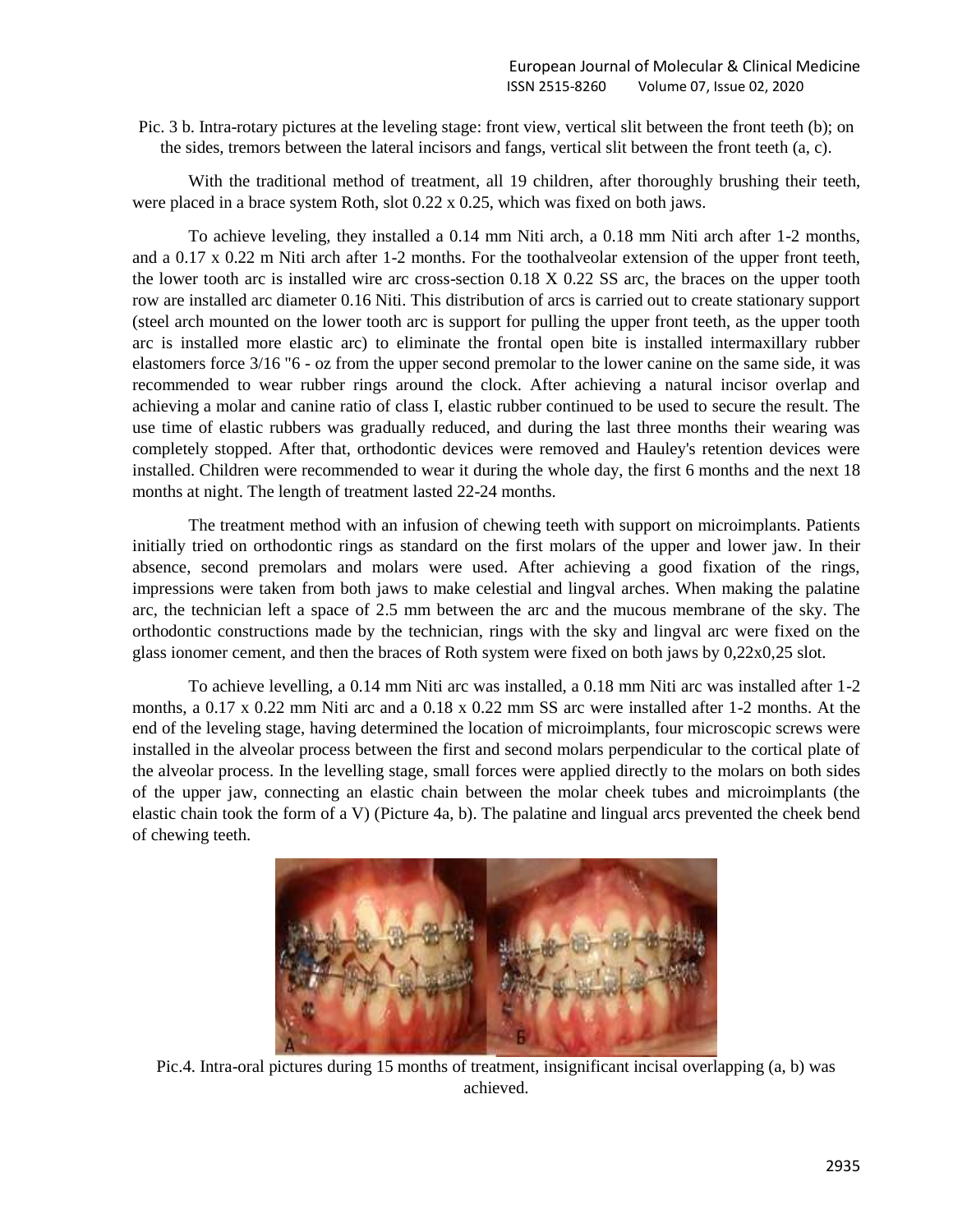Pic. 3 b. Intra-rotary pictures at the leveling stage: front view, vertical slit between the front teeth (b); on the sides, tremors between the lateral incisors and fangs, vertical slit between the front teeth (a, c).

With the traditional method of treatment, all 19 children, after thoroughly brushing their teeth, were placed in a brace system Roth, slot 0.22 x 0.25, which was fixed on both jaws.

To achieve leveling, they installed a 0.14 mm Niti arch, a 0.18 mm Niti arch after 1-2 months, and a 0.17 x 0.22 m Niti arch after 1-2 months. For the toothalveolar extension of the upper front teeth, the lower tooth arc is installed wire arc cross-section 0.18 X 0.22 SS arc, the braces on the upper tooth row are installed arc diameter 0.16 Niti. This distribution of arcs is carried out to create stationary support (steel arch mounted on the lower tooth arc is support for pulling the upper front teeth, as the upper tooth arc is installed more elastic arc) to eliminate the frontal open bite is installed intermaxillary rubber elastomers force 3/16 "6 - oz from the upper second premolar to the lower canine on the same side, it was recommended to wear rubber rings around the clock. After achieving a natural incisor overlap and achieving a molar and canine ratio of class I, elastic rubber continued to be used to secure the result. The use time of elastic rubbers was gradually reduced, and during the last three months their wearing was completely stopped. After that, orthodontic devices were removed and Hauley's retention devices were installed. Children were recommended to wear it during the whole day, the first 6 months and the next 18 months at night. The length of treatment lasted 22-24 months.

The treatment method with an infusion of chewing teeth with support on microimplants. Patients initially tried on orthodontic rings as standard on the first molars of the upper and lower jaw. In their absence, second premolars and molars were used. After achieving a good fixation of the rings, impressions were taken from both jaws to make celestial and lingval arches. When making the palatine arc, the technician left a space of 2.5 mm between the arc and the mucous membrane of the sky. The orthodontic constructions made by the technician, rings with the sky and lingval arc were fixed on the glass ionomer cement, and then the braces of Roth system were fixed on both jaws by 0,22x0,25 slot.

To achieve levelling, a 0.14 mm Niti arc was installed, a 0.18 mm Niti arc was installed after 1-2 months, a 0.17 x 0.22 mm Niti arc and a 0.18 x 0.22 mm SS arc were installed after 1-2 months. At the end of the leveling stage, having determined the location of microimplants, four microscopic screws were installed in the alveolar process between the first and second molars perpendicular to the cortical plate of the alveolar process. In the levelling stage, small forces were applied directly to the molars on both sides of the upper jaw, connecting an elastic chain between the molar cheek tubes and microimplants (the elastic chain took the form of a V) (Picture 4a, b). The palatine and lingual arcs prevented the cheek bend of chewing teeth.

Pic.4. Intra-oral pictures during 15 months of treatment, insignificant incisal overlapping (a, b) was achieved.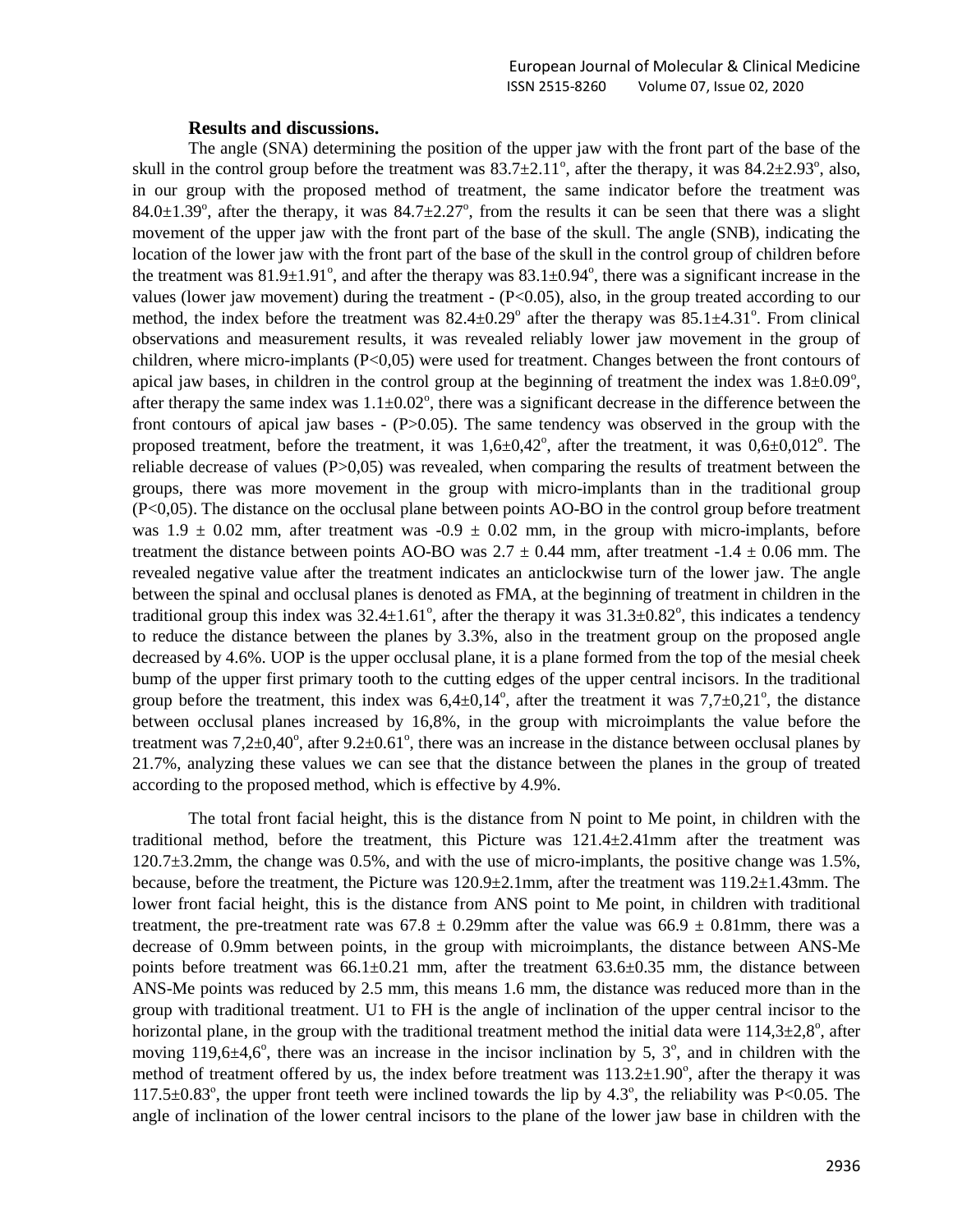**Results and discussions.**

The angle (SNA) determining the position of the upper jaw with the front part of the base of the skull in the control group before the treatment was 83.7±2.11°, after the therapy, it was 84.2±2.93°, also, in our group with the proposed method of treatment, the same indicator before the treatment was 84.0±1.39°, after the therapy, it was 84.7±2.27°, from the results it can be seen that there was a slight movement of the upper jaw with the front part of the base of the skull. The angle (SNB), indicating the location of the lower jaw with the front part of the base of the skull in the control group of children before the treatment was 81.9±1.91°, and after the therapy was 83.1±0.94°, there was a significant increase in the values (lower jaw movement) during the treatment - ($P<0.05$), also, in the group treated according to our method, the index before the treatment was 82.4±0.29° after the therapy was 85.1±4.31°. From clinical observations and measurement results, it was revealed reliably lower jaw movement in the group of children, where micro-implants ($P<0,05$) were used for treatment. Changes between the front contours of apical jaw bases, in children in the control group at the beginning of treatment the index was 1.8±0.09°, after therapy the same index was 1.1±0.02°, there was a significant decrease in the difference between the front contours of apical jaw bases - ($P>0.05$). The same tendency was observed in the group with the proposed treatment, before the treatment, it was 1,6±0,42°, after the treatment, it was 0,6±0,012°. The reliable decrease of values ($P>0,05$) was revealed, when comparing the results of treatment between the groups, there was more movement in the group with micro-implants than in the traditional group ($P<0,05$). The distance on the occlusal plane between points AO-BO in the control group before treatment was 1.9 ± 0.02 mm, after treatment was -0.9 ± 0.02 mm, in the group with micro-implants, before treatment the distance between points AO-BO was 2.7 ± 0.44 mm, after treatment -1.4 ± 0.06 mm. The revealed negative value after the treatment indicates an anticlockwise turn of the lower jaw. The angle between the spinal and occlusal planes is denoted as FMA, at the beginning of treatment in children in the traditional group this index was 32.4±1.61°, after the therapy it was 31.3±0.82°, this indicates a tendency to reduce the distance between the planes by 3.3%, also in the treatment group on the proposed angle decreased by 4.6%. UOP is the upper occlusal plane, it is a plane formed from the top of the mesial cheek bump of the upper first primary tooth to the cutting edges of the upper central incisors. In the traditional group before the treatment, this index was 6,4±0,14°, after the treatment it was 7,7±0,21°, the distance between occlusal planes increased by 16,8%, in the group with microimplants the value before the treatment was 7,2±0,40°, after 9.2±0.61°, there was an increase in the distance between occlusal planes by 21.7%, analyzing these values we can see that the distance between the planes in the group of treated according to the proposed method, which is effective by 4.9%.

The total front facial height, this is the distance from N point to Me point, in children with the traditional method, before the treatment, this Picture was 121.4±2.41mm after the treatment was 120.7±3.2mm, the change was 0.5%, and with the use of micro-implants, the positive change was 1.5%, because, before the treatment, the Picture was 120.9±2.1mm, after the treatment was 119.2±1.43mm. The lower front facial height, this is the distance from ANS point to Me point, in children with traditional treatment, the pre-treatment rate was 67.8 ± 0.29mm after the value was 66.9 ± 0.81mm, there was a decrease of 0.9mm between points, in the group with microimplants, the distance between ANS-Me points before treatment was 66.1±0.21 mm, after the treatment 63.6±0.35 mm, the distance between ANS-Me points was reduced by 2.5 mm, this means 1.6 mm, the distance was reduced more than in the group with traditional treatment. U1 to FH is the angle of inclination of the upper central incisor to the horizontal plane, in the group with the traditional treatment method the initial data were 114,3±2,8°, after moving 119,6±4,6°, there was an increase in the incisor inclination by 5, 3°, and in children with the method of treatment offered by us, the index before treatment was 113.2±1.90°, after the therapy it was 117.5±0.83°, the upper front teeth were inclined towards the lip by 4.3°, the reliability was $P<0.05$. The angle of inclination of the lower central incisors to the plane of the lower jaw base in children with the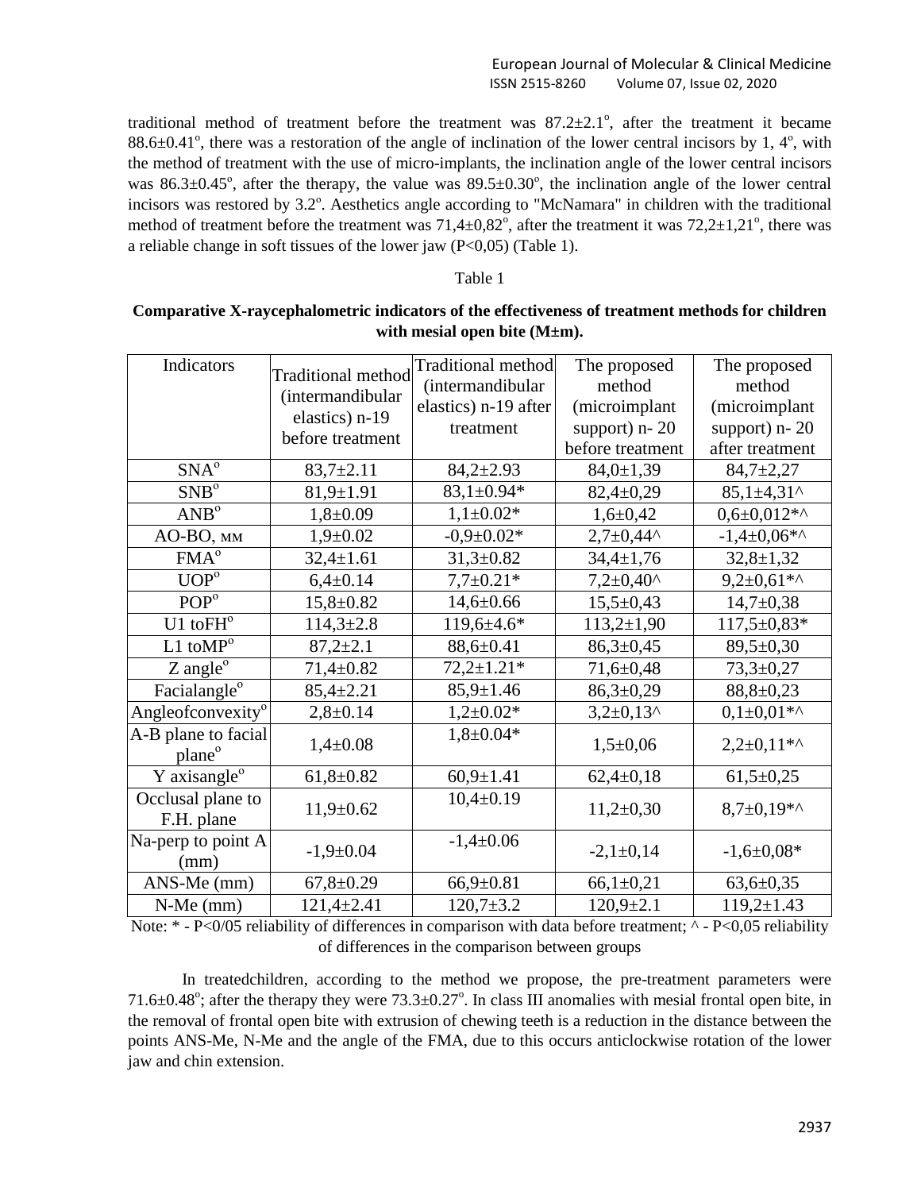traditional method of treatment before the treatment was 87.2±2.1°, after the treatment it became 88.6±0.41°, there was a restoration of the angle of inclination of the lower central incisors by 1, 4°, with the method of treatment with the use of micro-implants, the inclination angle of the lower central incisors was 86.3±0.45°, after the therapy, the value was 89.5±0.30°, the inclination angle of the lower central incisors was restored by 3.2°. Aesthetics angle according to "McNamara" in children with the traditional method of treatment before the treatment was 71,4±0,82°, after the treatment it was 72,2±1,21°, there was a reliable change in soft tissues of the lower jaw (P<0,05) (Table 1).

Table 1

**Comparative X-raycephalometric indicators of the effectiveness of treatment methods for children with mesial open bite (M±m).**

| Indicators | Traditional method (intermandibular elastics) n-19 before treatment | Traditional method (intermandibular elastics) n-19 after treatment | The proposed method (microimplant support) n- 20 before treatment | The proposed method (microimplant support) n- 20 after treatment |
|---|---|---|---|---|
| SNA° | 83,7±2.11 | 84,2±2.93 | 84,0±1,39 | 84,7±2,27 |
| SNB° | 81,9±1.91 | 83,1±0.94* | 82,4±0,29 | 85,1±4,31^ |
| ANB° | 1,8±0.09 | 1,1±0.02* | 1,6±0,42 | 0,6±0,012*^ |
| AO-BO, мм | 1,9±0.02 | -0,9±0.02* | 2,7±0,44^ | -1,4±0,06*^ |
| FMA° | 32,4±1.61 | 31,3±0.82 | 34,4±1,76 | 32,8±1,32 |
| UOP° | 6,4±0.14 | 7,7±0.21* | 7,2±0,40^ | 9,2±0,61*^ |
| POP° | 15,8±0.82 | 14,6±0.66 | 15,5±0,43 | 14,7±0,38 |
| U1 toFH° | 114,3±2.8 | 119,6±4.6* | 113,2±1,90 | 117,5±0,83* |
| L1 toMP° | 87,2±2.1 | 88,6±0.41 | 86,3±0,45 | 89,5±0,30 |
| Z angle° | 71,4±0.82 | 72,2±1.21* | 71,6±0,48 | 73,3±0,27 |
| Facialangle° | 85,4±2.21 | 85,9±1.46 | 86,3±0,29 | 88,8±0,23 |
| Angleofconvexity° | 2,8±0.14 | 1,2±0.02* | 3,2±0,13^ | 0,1±0,01*^ |
| A-B plane to facial plane° | 1,4±0.08 | 1,8±0.04* | 1,5±0,06 | 2,2±0,11*^ |
| Y axisangle° | 61,8±0.82 | 60,9±1.41 | 62,4±0,18 | 61,5±0,25 |
| Occlusal plane to F.H. plane | 11,9±0.62 | 10,4±0.19 | 11,2±0,30 | 8,7±0,19*^ |
| Na-perp to point A (mm) | -1,9±0.04 | -1,4±0.06 | -2,1±0,14 | -1,6±0,08* |
| ANS-Me (mm) | 67,8±0.29 | 66,9±0.81 | 66,1±0,21 | 63,6±0,35 |
| N-Me (mm) | 121,4±2.41 | 120,7±3.2 | 120,9±2.1 | 119,2±1.43 |

Note: * - P<0/05 reliability of differences in comparison with data before treatment; ^ - P<0,05 reliability of differences in the comparison between groups

In treatedchildren, according to the method we propose, the pre-treatment parameters were 71.6±0.48°; after the therapy they were 73.3±0.27°. In class III anomalies with mesial frontal open bite, in the removal of frontal open bite with extrusion of chewing teeth is a reduction in the distance between the points ANS-Me, N-Me and the angle of the FMA, due to this occurs anticlockwise rotation of the lower jaw and chin extension.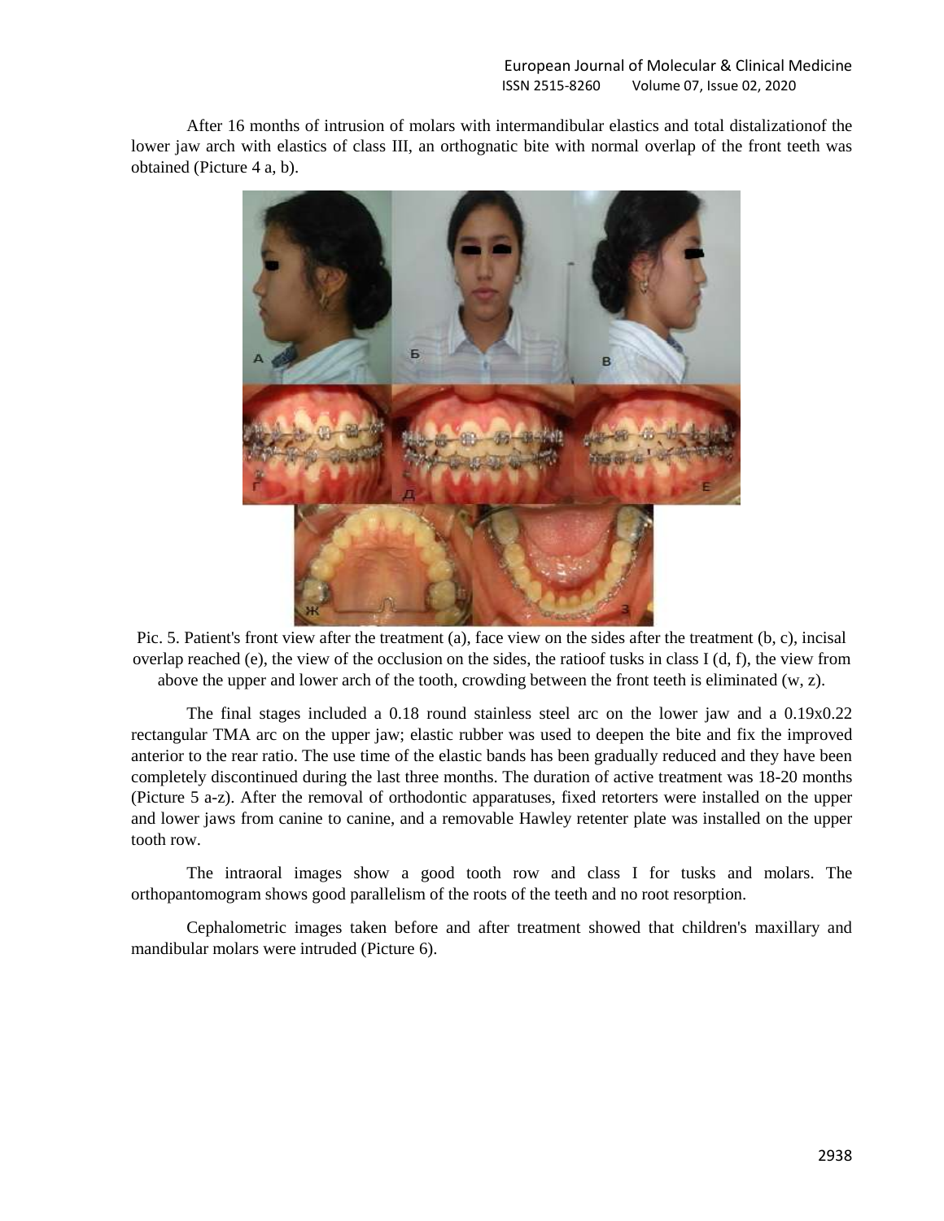After 16 months of intrusion of molars with intermandibular elastics and total distalizationof the lower jaw arch with elastics of class III, an orthognatic bite with normal overlap of the front teeth was obtained (Picture 4 a, b).

Pic. 5. Patient's front view after the treatment (a), face view on the sides after the treatment (b, c), incisal overlap reached (e), the view of the occlusion on the sides, the ratioof tusks in class I (d, f), the view from above the upper and lower arch of the tooth, crowding between the front teeth is eliminated (w, z).

The final stages included a 0.18 round stainless steel arc on the lower jaw and a 0.19x0.22 rectangular TMA arc on the upper jaw; elastic rubber was used to deepen the bite and fix the improved anterior to the rear ratio. The use time of the elastic bands has been gradually reduced and they have been completely discontinued during the last three months. The duration of active treatment was 18-20 months (Picture 5 a-z). After the removal of orthodontic apparatuses, fixed retorters were installed on the upper and lower jaws from canine to canine, and a removable Hawley retenter plate was installed on the upper tooth row.

The intraoral images show a good tooth row and class I for tusks and molars. The orthopantomogram shows good parallelism of the roots of the teeth and no root resorption.

Cephalometric images taken before and after treatment showed that children's maxillary and mandibular molars were intruded (Picture 6).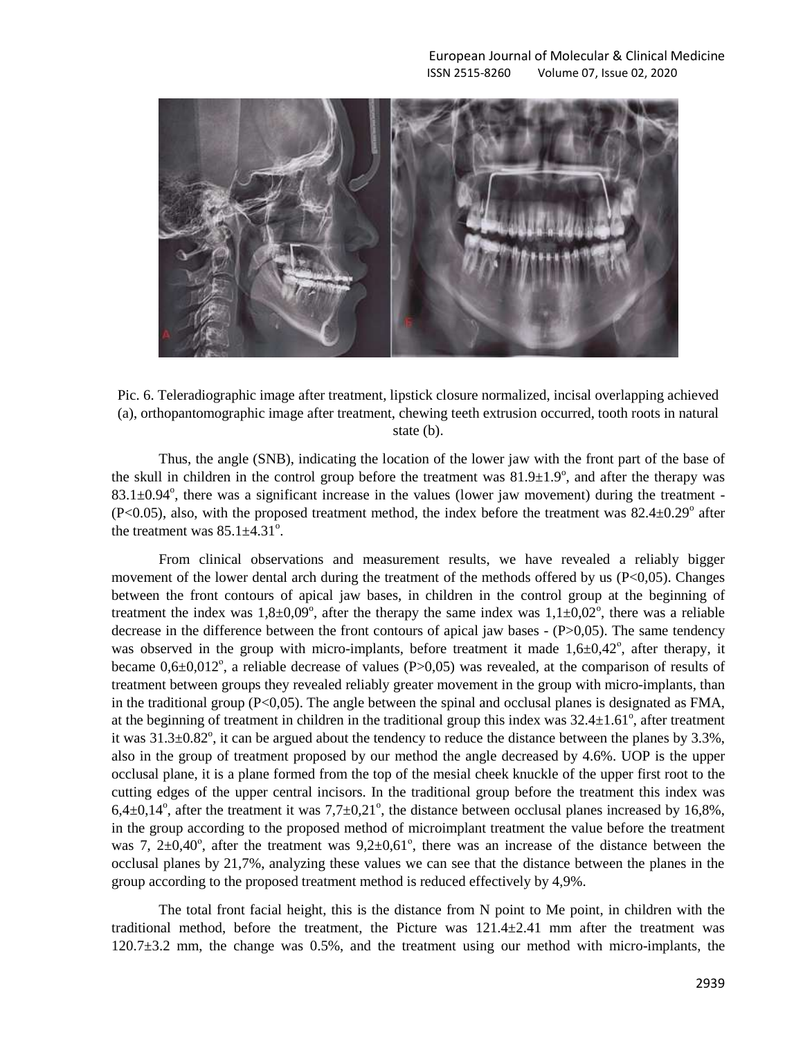Pic. 6. Teleradiographic image after treatment, lipstick closure normalized, incisal overlapping achieved (a), orthopantomographic image after treatment, chewing teeth extrusion occurred, tooth roots in natural state (b).

Thus, the angle (SNB), indicating the location of the lower jaw with the front part of the base of the skull in children in the control group before the treatment was $81.9\pm1.9^{o}$, and after the therapy was $83.1\pm0.94^{o}$, there was a significant increase in the values (lower jaw movement) during the treatment - ($P<0.05$), also, with the proposed treatment method, the index before the treatment was $82.4\pm0.29^{o}$ after the treatment was $85.1\pm4.31^{o}$.

From clinical observations and measurement results, we have revealed a reliably bigger movement of the lower dental arch during the treatment of the methods offered by us ($P<0,05$). Changes between the front contours of apical jaw bases, in children in the control group at the beginning of treatment the index was $1,8\pm0,09^{o}$, after the therapy the same index was $1,1\pm0,02^{o}$, there was a reliable decrease in the difference between the front contours of apical jaw bases - ($P>0,05$). The same tendency was observed in the group with micro-implants, before treatment it made $1,6\pm0,42^{o}$, after therapy, it became $0,6\pm0,012^{o}$, a reliable decrease of values ($P>0,05$) was revealed, at the comparison of results of treatment between groups they revealed reliably greater movement in the group with micro-implants, than in the traditional group ($P<0,05$). The angle between the spinal and occlusal planes is designated as FMA, at the beginning of treatment in children in the traditional group this index was $32.4\pm1.61^{o}$, after treatment it was $31.3\pm0.82^{o}$, it can be argued about the tendency to reduce the distance between the planes by 3.3%, also in the group of treatment proposed by our method the angle decreased by 4.6%. UOP is the upper occlusal plane, it is a plane formed from the top of the mesial cheek knuckle of the upper first root to the cutting edges of the upper central incisors. In the traditional group before the treatment this index was $6,4\pm0,14^{o}$, after the treatment it was $7,7\pm0,21^{o}$, the distance between occlusal planes increased by 16,8%, in the group according to the proposed method of microimplant treatment the value before the treatment was $7,2\pm0,40^{o}$, after the treatment was $9,2\pm0,61^{o}$, there was an increase of the distance between the occlusal planes by 21,7%, analyzing these values we can see that the distance between the planes in the group according to the proposed treatment method is reduced effectively by 4,9%.

The total front facial height, this is the distance from N point to Me point, in children with the traditional method, before the treatment, the Picture was $121.4\pm2.41$ mm after the treatment was $120.7\pm3.2$ mm, the change was 0.5%, and the treatment using our method with micro-implants, the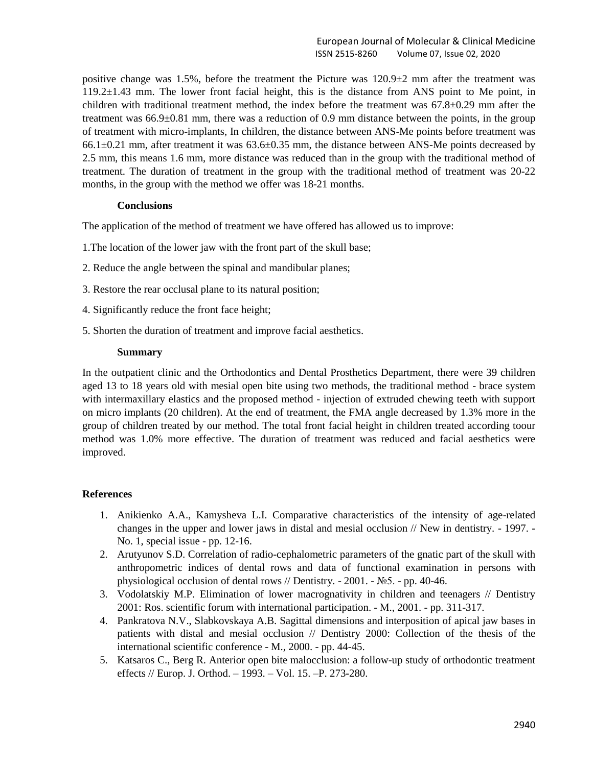positive change was 1.5%, before the treatment the Picture was 120.9±2 mm after the treatment was 119.2±1.43 mm. The lower front facial height, this is the distance from ANS point to Me point, in children with traditional treatment method, the index before the treatment was 67.8±0.29 mm after the treatment was 66.9±0.81 mm, there was a reduction of 0.9 mm distance between the points, in the group of treatment with micro-implants, In children, the distance between ANS-Me points before treatment was 66.1±0.21 mm, after treatment it was 63.6±0.35 mm, the distance between ANS-Me points decreased by 2.5 mm, this means 1.6 mm, more distance was reduced than in the group with the traditional method of treatment. The duration of treatment in the group with the traditional method of treatment was 20-22 months, in the group with the method we offer was 18-21 months.

**Conclusions**

The application of the method of treatment we have offered has allowed us to improve:

1.The location of the lower jaw with the front part of the skull base;

2. Reduce the angle between the spinal and mandibular planes;

3. Restore the rear occlusal plane to its natural position;

4. Significantly reduce the front face height;

5. Shorten the duration of treatment and improve facial aesthetics.

**Summary**

In the outpatient clinic and the Orthodontics and Dental Prosthetics Department, there were 39 children aged 13 to 18 years old with mesial open bite using two methods, the traditional method - brace system with intermaxillary elastics and the proposed method - injection of extruded chewing teeth with support on micro implants (20 children). At the end of treatment, the FMA angle decreased by 1.3% more in the group of children treated by our method. The total front facial height in children treated according toour method was 1.0% more effective. The duration of treatment was reduced and facial aesthetics were improved.

## References

1. Anikienko A.A., Kamysheva L.I. Comparative characteristics of the intensity of age-related changes in the upper and lower jaws in distal and mesial occlusion // New in dentistry. - 1997. - No. 1, special issue - pp. 12-16.
2. Arutyunov S.D. Correlation of radio-cephalometric parameters of the gnatic part of the skull with anthropometric indices of dental rows and data of functional examination in persons with physiological occlusion of dental rows // Dentistry. - 2001. - №5. - pp. 40-46.
3. Vodolatskiy M.P. Elimination of lower macrognativity in children and teenagers // Dentistry 2001: Ros. scientific forum with international participation. - M., 2001. - pp. 311-317.
4. Pankratova N.V., Slabkovskaya A.B. Sagittal dimensions and interposition of apical jaw bases in patients with distal and mesial occlusion // Dentistry 2000: Collection of the thesis of the international scientific conference - M., 2000. - pp. 44-45.
5. Katsaros C., Berg R. Anterior open bite malocclusion: a follow-up study of orthodontic treatment effects // Europ. J. Orthod. – 1993. – Vol. 15. –P. 273-280.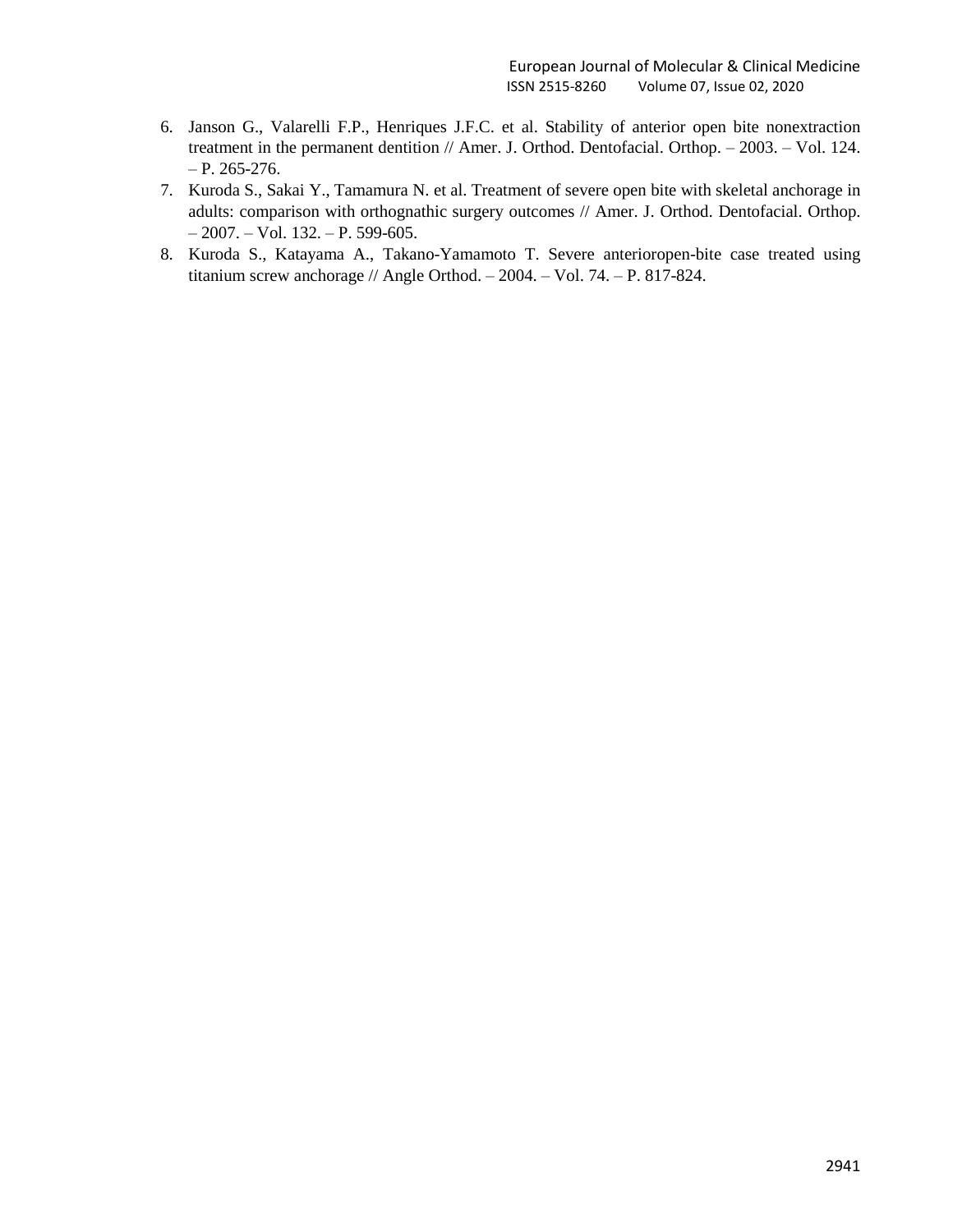6. Janson G., Valarelli F.P., Henriques J.F.C. et al. Stability of anterior open bite nonextraction treatment in the permanent dentition // Amer. J. Orthod. Dentofacial. Orthop. – 2003. – Vol. 124. – P. 265-276.
7. Kuroda S., Sakai Y., Tamamura N. et al. Treatment of severe open bite with skeletal anchorage in adults: comparison with orthognathic surgery outcomes // Amer. J. Orthod. Dentofacial. Orthop. – 2007. – Vol. 132. – P. 599-605.
8. Kuroda S., Katayama A., Takano-Yamamoto T. Severe anterioropen-bite case treated using titanium screw anchorage // Angle Orthod. – 2004. – Vol. 74. – P. 817-824.